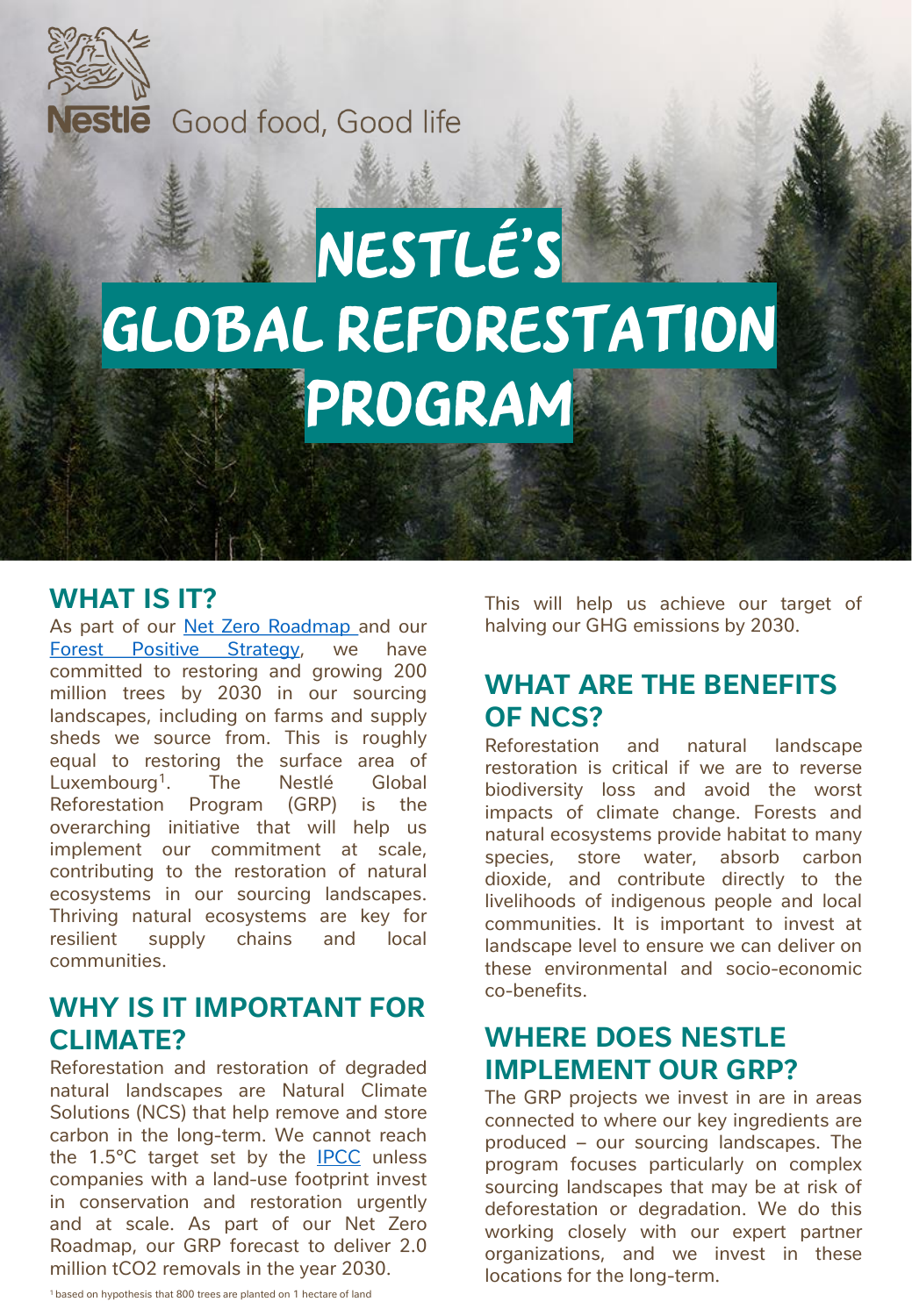Nestlé Good food, Good life

# NESTLÉ'S GLOBAL REFORESTATION PROGRAM

## WHAT IS IT?

As part of our Net Zero Roadmap and our Forest Positive Strategy, we have committed to restoring and growing 200 million trees by 2030 in our sourcing landscapes, including on farms and supply sheds we source from. This is roughly equal to restoring the surface area of Luxembourg[1]. The Nestlé Global Reforestation Program (GRP) is the overarching initiative that will help us implement our commitment at scale, contributing to the restoration of natural ecosystems in our sourcing landscapes. Thriving natural ecosystems are key for resilient supply chains and local communities.

## WHY IS IT IMPORTANT FOR CLIMATE?

Reforestation and restoration of degraded natural landscapes are Natural Climate Solutions (NCS) that help remove and store carbon in the long-term. We cannot reach the 1.5°C target set by the IPCC unless companies with a land-use footprint invest in conservation and restoration urgently and at scale. As part of our Net Zero Roadmap, our GRP forecast to deliver 2.0 million $tCO_2$ removals in the year 2030. This will help us achieve our target of halving our GHG emissions by 2030.

## WHAT ARE THE BENEFITS OF NCS?

Reforestation and natural landscape restoration is critical if we are to reverse biodiversity loss and avoid the worst impacts of climate change. Forests and natural ecosystems provide habitat to many species, store water, absorb carbon dioxide, and contribute directly to the livelihoods of indigenous people and local communities. It is important to invest at landscape level to ensure we can deliver on these environmental and socio-economic co-benefits.

## WHERE DOES NESTLE IMPLEMENT OUR GRP?

The GRP projects we invest in are in areas connected to where our key ingredients are produced – our sourcing landscapes. The program focuses particularly on complex sourcing landscapes that may be at risk of deforestation or degradation. We do this working closely with our expert partner organizations, and we invest in these locations for the long-term.

[1] based on hypothesis that 800 trees are planted on 1 hectare of land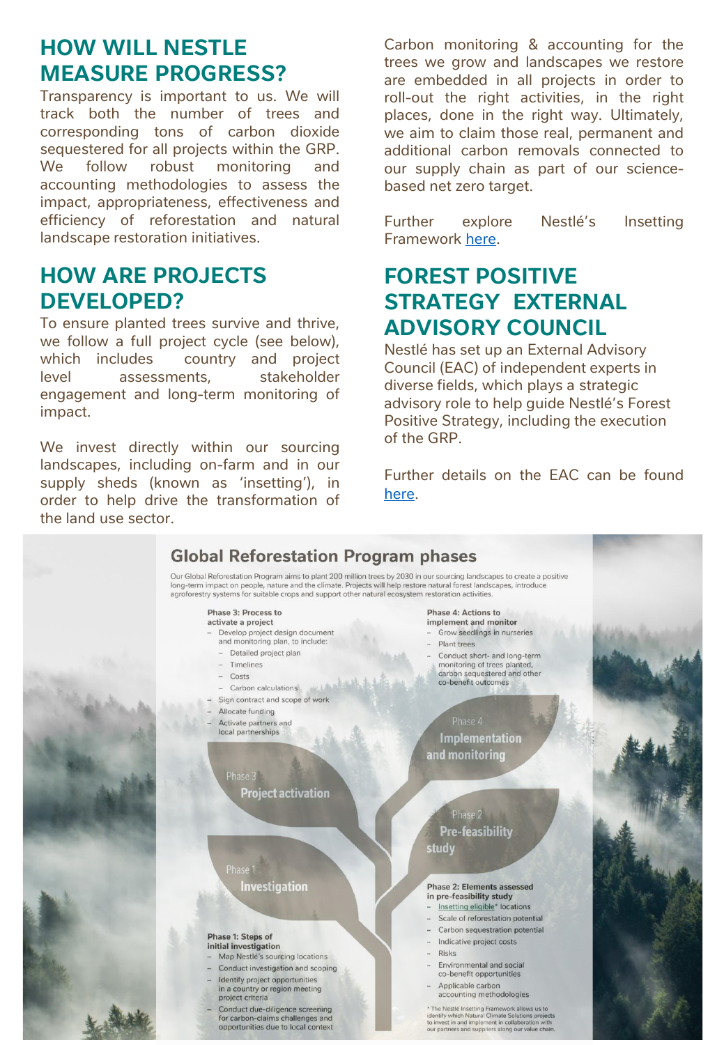## HOW WILL NESTLE MEASURE PROGRESS?

Transparency is important to us. We will track both the number of trees and corresponding tons of carbon dioxide sequestered for all projects within the GRP. We follow robust monitoring and accounting methodologies to assess the impact, appropriateness, effectiveness and efficiency of reforestation and natural landscape restoration initiatives.

## HOW ARE PROJECTS DEVELOPED?

To ensure planted trees survive and thrive, we follow a full project cycle (see below), which includes country and project level assessments, stakeholder engagement and long-term monitoring of impact.

We invest directly within our sourcing landscapes, including on-farm and in our supply sheds (known as 'insetting'), in order to help drive the transformation of the land use sector.

Carbon monitoring & accounting for the trees we grow and landscapes we restore are embedded in all projects in order to roll-out the right activities, in the right places, done in the right way. Ultimately, we aim to claim those real, permanent and additional carbon removals connected to our supply chain as part of our science-based net zero target.

Further explore Nestlé's Insetting Framework [here](here).

## FOREST POSITIVE STRATEGY EXTERNAL ADVISORY COUNCIL

Nestlé has set up an External Advisory Council (EAC) of independent experts in diverse fields, which plays a strategic advisory role to help guide Nestlé's Forest Positive Strategy, including the execution of the GRP.

Further details on the EAC can be found [here](here).

### Global Reforestation Program phases

Our Global Reforestation Program aims to plant 200 million trees by 2030 in our sourcing landscapes to create a positive long-term impact on people, nature and the climate. Projects will help restore natural forest landscapes, introduce agroforestry systems for suitable crops and support other natural ecosystem restoration activities.

Phase 1
Investigation

**Phase 1: Steps of initial investigation**
- Map Nestlé's sourcing locations
- Conduct investigation and scoping
- Identify project opportunities in a country or region meeting project criteria
- Conduct due-diligence screening for carbon-claims challenges and opportunities due to local context

Phase 2
Pre-feasibility study

**Phase 2: Elements assessed in pre-feasibility study**
- Insetting eligible* locations
- Scale of reforestation potential
- Carbon sequestration potential
- Indicative project costs
- Risks
- Environmental and social co-benefit opportunities
- Applicable carbon accounting methodologies

Phase 3
Project activation

**Phase 3: Process to activate a project**
- Develop project design document and monitoring plan, to include:
  - Detailed project plan
  - Timelines
  - Costs
  - Carbon calculations
- Sign contract and scope of work
- Allocate funding
- Activate partners and local partnerships

Phase 4
Implementation and monitoring

**Phase 4: Actions to implement and monitor**
- Grow seedlings in nurseries
- Plant trees
- Conduct short- and long-term monitoring of trees planted, carbon sequestered and other co-benefit outcomes

\* The Nestlé Insetting Framework allows us to identify which Natural Climate Solutions projects to invest in and implement in collaboration with our partners and suppliers along our value chain.